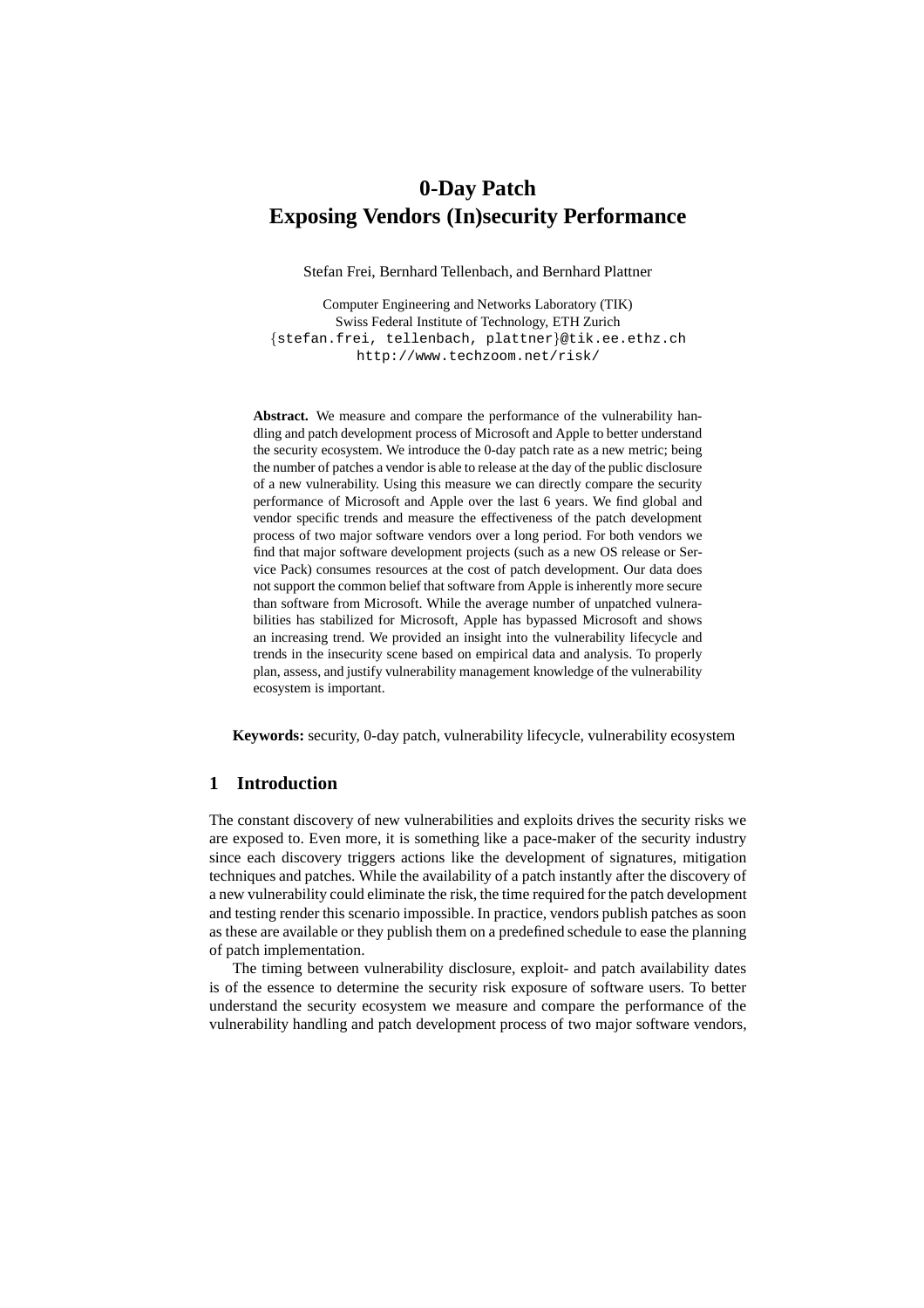# 0-Day Patch
# Exposing Vendors (In)security Performance

Stefan Frei, Bernhard Tellenbach, and Bernhard Plattner

Computer Engineering and Networks Laboratory (TIK)
Swiss Federal Institute of Technology, ETH Zurich
{stefan.frei, tellenbach, plattner}@tik.ee.ethz.ch
http://www.techzoom.net/risk/

**Abstract.** We measure and compare the performance of the vulnerability handling and patch development process of Microsoft and Apple to better understand the security ecosystem. We introduce the 0-day patch rate as a new metric; being the number of patches a vendor is able to release at the day of the public disclosure of a new vulnerability. Using this measure we can directly compare the security performance of Microsoft and Apple over the last 6 years. We find global and vendor specific trends and measure the effectiveness of the patch development process of two major software vendors over a long period. For both vendors we find that major software development projects (such as a new OS release or Service Pack) consumes resources at the cost of patch development. Our data does not support the common belief that software from Apple is inherently more secure than software from Microsoft. While the average number of unpatched vulnerabilities has stabilized for Microsoft, Apple has bypassed Microsoft and shows an increasing trend. We provided an insight into the vulnerability lifecycle and trends in the insecurity scene based on empirical data and analysis. To properly plan, assess, and justify vulnerability management knowledge of the vulnerability ecosystem is important.

**Keywords:** security, 0-day patch, vulnerability lifecycle, vulnerability ecosystem

## 1 Introduction

The constant discovery of new vulnerabilities and exploits drives the security risks we are exposed to. Even more, it is something like a pace-maker of the security industry since each discovery triggers actions like the development of signatures, mitigation techniques and patches. While the availability of a patch instantly after the discovery of a new vulnerability could eliminate the risk, the time required for the patch development and testing render this scenario impossible. In practice, vendors publish patches as soon as these are available or they publish them on a predefined schedule to ease the planning of patch implementation.

The timing between vulnerability disclosure, exploit- and patch availability dates is of the essence to determine the security risk exposure of software users. To better understand the security ecosystem we measure and compare the performance of the vulnerability handling and patch development process of two major software vendors,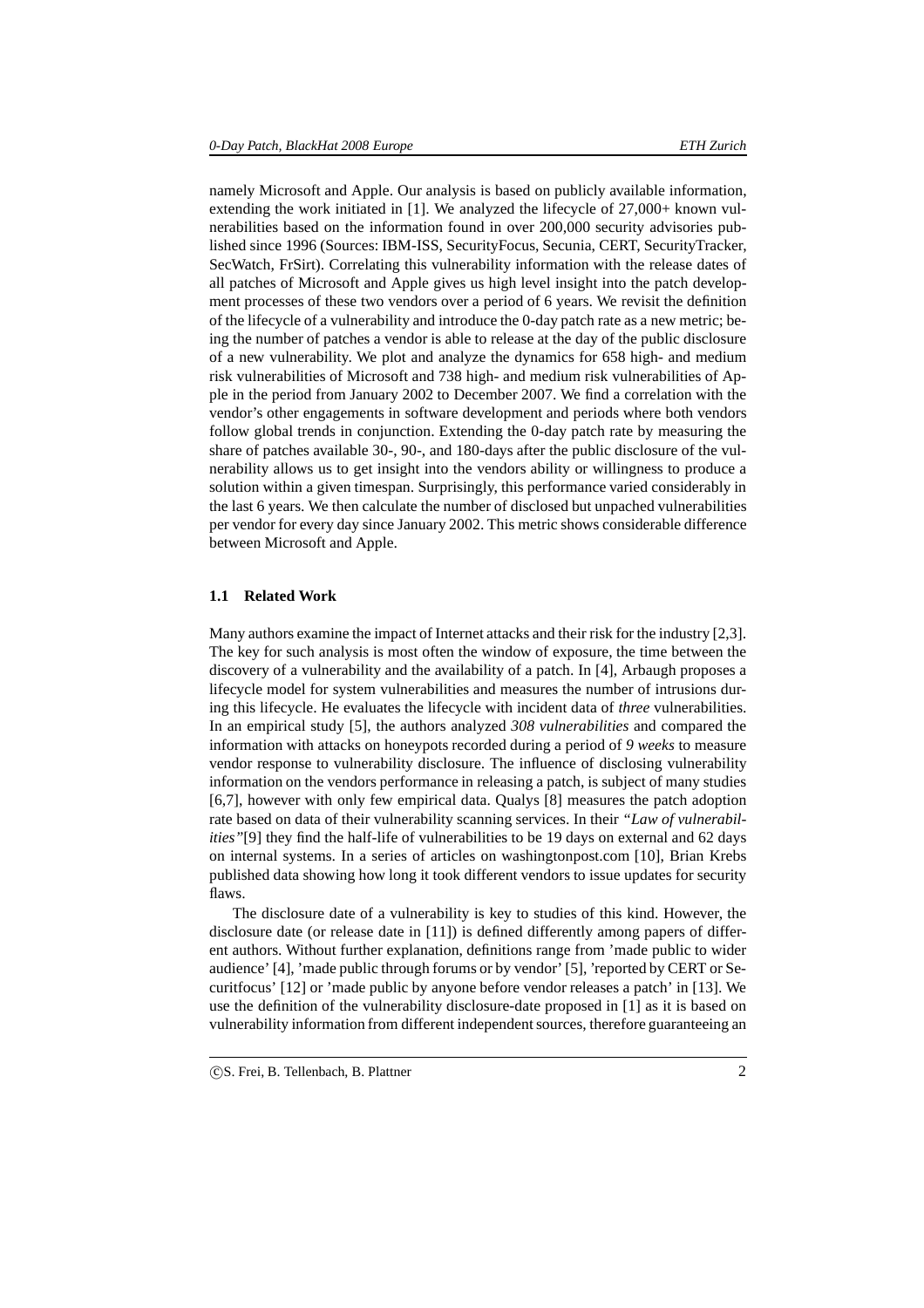namely Microsoft and Apple. Our analysis is based on publicly available information, extending the work initiated in [1]. We analyzed the lifecycle of 27,000+ known vulnerabilities based on the information found in over 200,000 security advisories published since 1996 (Sources: IBM-ISS, SecurityFocus, Secunia, CERT, SecurityTracker, SecWatch, FrSirt). Correlating this vulnerability information with the release dates of all patches of Microsoft and Apple gives us high level insight into the patch development processes of these two vendors over a period of 6 years. We revisit the definition of the lifecycle of a vulnerability and introduce the 0-day patch rate as a new metric; being the number of patches a vendor is able to release at the day of the public disclosure of a new vulnerability. We plot and analyze the dynamics for 658 high- and medium risk vulnerabilities of Microsoft and 738 high- and medium risk vulnerabilities of Apple in the period from January 2002 to December 2007. We find a correlation with the vendor's other engagements in software development and periods where both vendors follow global trends in conjunction. Extending the 0-day patch rate by measuring the share of patches available 30-, 90-, and 180-days after the public disclosure of the vulnerability allows us to get insight into the vendors ability or willingness to produce a solution within a given timespan. Surprisingly, this performance varied considerably in the last 6 years. We then calculate the number of disclosed but unpached vulnerabilities per vendor for every day since January 2002. This metric shows considerable difference between Microsoft and Apple.

### 1.1 Related Work

Many authors examine the impact of Internet attacks and their risk for the industry [2,3]. The key for such analysis is most often the window of exposure, the time between the discovery of a vulnerability and the availability of a patch. In [4], Arbaugh proposes a lifecycle model for system vulnerabilities and measures the number of intrusions during this lifecycle. He evaluates the lifecycle with incident data of *three* vulnerabilities. In an empirical study [5], the authors analyzed *308 vulnerabilities* and compared the information with attacks on honeypots recorded during a period of *9 weeks* to measure vendor response to vulnerability disclosure. The influence of disclosing vulnerability information on the vendors performance in releasing a patch, is subject of many studies [6,7], however with only few empirical data. Qualys [8] measures the patch adoption rate based on data of their vulnerability scanning services. In their *"Law of vulnerabilities"*[9] they find the half-life of vulnerabilities to be 19 days on external and 62 days on internal systems. In a series of articles on washingtonpost.com [10], Brian Krebs published data showing how long it took different vendors to issue updates for security flaws.

The disclosure date of a vulnerability is key to studies of this kind. However, the disclosure date (or release date in [11]) is defined differently among papers of different authors. Without further explanation, definitions range from 'made public to wider audience' [4], 'made public through forums or by vendor' [5], 'reported by CERT or Securitfocus' [12] or 'made public by anyone before vendor releases a patch' in [13]. We use the definition of the vulnerability disclosure-date proposed in [1] as it is based on vulnerability information from different independent sources, therefore guaranteeing an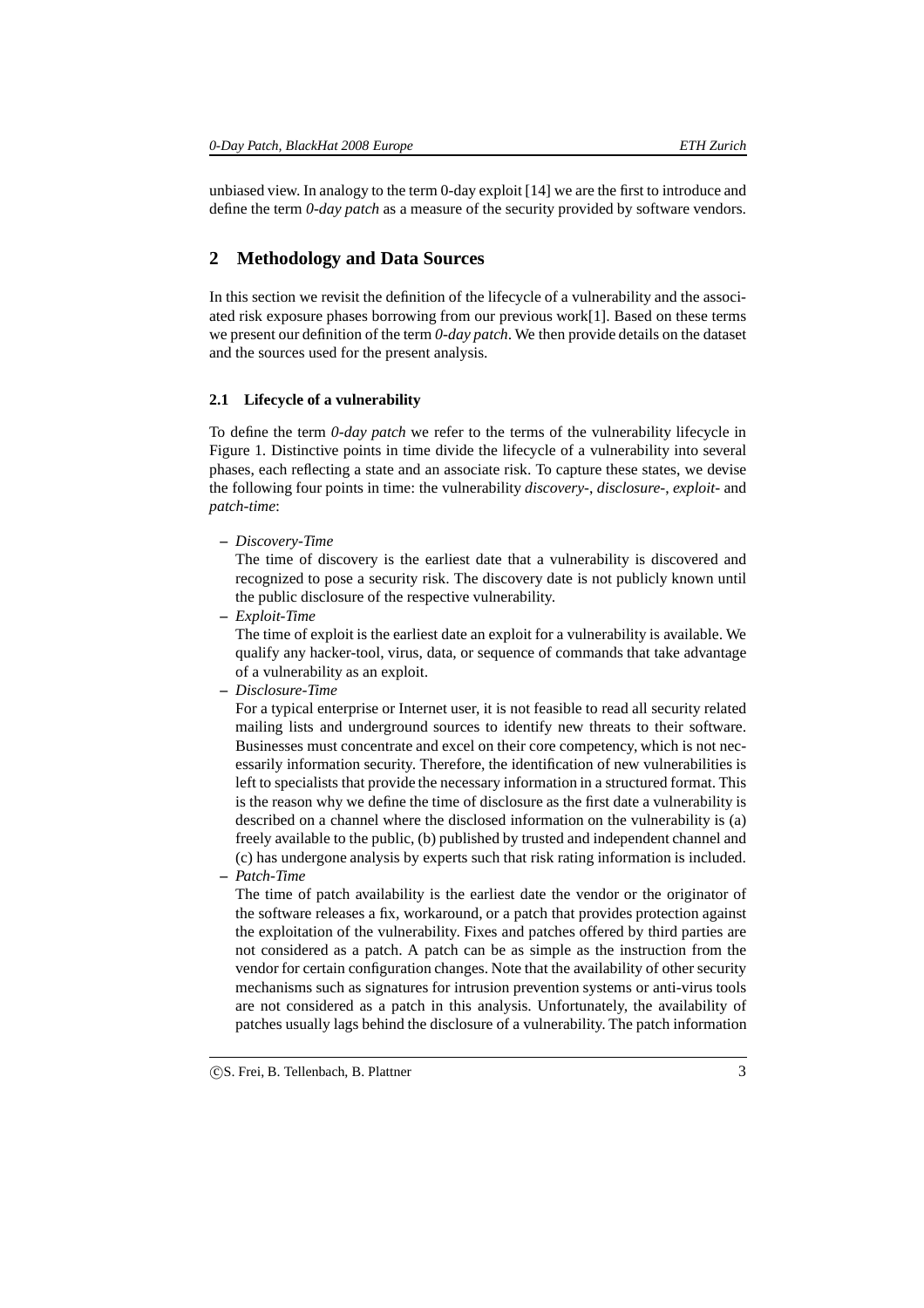unbiased view. In analogy to the term 0-day exploit [14] we are the first to introduce and define the term *0-day patch* as a measure of the security provided by software vendors.

## 2 Methodology and Data Sources

In this section we revisit the definition of the lifecycle of a vulnerability and the associated risk exposure phases borrowing from our previous work[1]. Based on these terms we present our definition of the term *0-day patch*. We then provide details on the dataset and the sources used for the present analysis.

### 2.1 Lifecycle of a vulnerability

To define the term *0-day patch* we refer to the terms of the vulnerability lifecycle in Figure 1. Distinctive points in time divide the lifecycle of a vulnerability into several phases, each reflecting a state and an associate risk. To capture these states, we devise the following four points in time: the vulnerability *discovery-*, *disclosure-*, *exploit-* and *patch-time*:

- *Discovery-Time*
  The time of discovery is the earliest date that a vulnerability is discovered and recognized to pose a security risk. The discovery date is not publicly known until the public disclosure of the respective vulnerability.
- *Exploit-Time*
  The time of exploit is the earliest date an exploit for a vulnerability is available. We qualify any hacker-tool, virus, data, or sequence of commands that take advantage of a vulnerability as an exploit.
- *Disclosure-Time*
  For a typical enterprise or Internet user, it is not feasible to read all security related mailing lists and underground sources to identify new threats to their software. Businesses must concentrate and excel on their core competency, which is not necessarily information security. Therefore, the identification of new vulnerabilities is left to specialists that provide the necessary information in a structured format. This is the reason why we define the time of disclosure as the first date a vulnerability is described on a channel where the disclosed information on the vulnerability is (a) freely available to the public, (b) published by trusted and independent channel and (c) has undergone analysis by experts such that risk rating information is included.
- *Patch-Time*
  The time of patch availability is the earliest date the vendor or the originator of the software releases a fix, workaround, or a patch that provides protection against the exploitation of the vulnerability. Fixes and patches offered by third parties are not considered as a patch. A patch can be as simple as the instruction from the vendor for certain configuration changes. Note that the availability of other security mechanisms such as signatures for intrusion prevention systems or anti-virus tools are not considered as a patch in this analysis. Unfortunately, the availability of patches usually lags behind the disclosure of a vulnerability. The patch information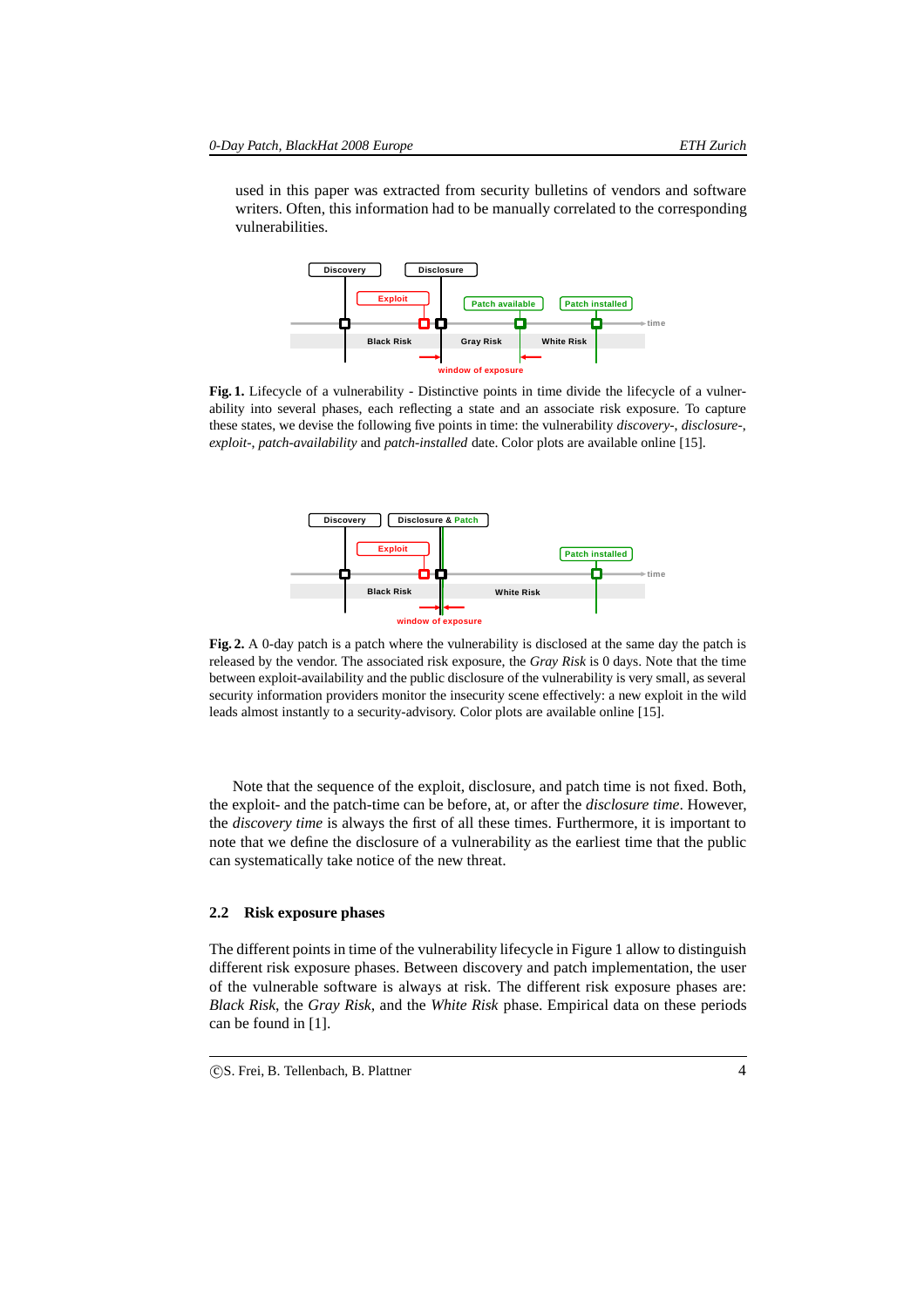used in this paper was extracted from security bulletins of vendors and software writers. Often, this information had to be manually correlated to the corresponding vulnerabilities.

**Fig. 1.** Lifecycle of a vulnerability - Distinctive points in time divide the lifecycle of a vulnerability into several phases, each reflecting a state and an associate risk exposure. To capture these states, we devise the following five points in time: the vulnerability *discovery-*, *disclosure-*, *exploit-*, *patch-availability* and *patch-installed* date. Color plots are available online [15].

**Fig. 2.** A 0-day patch is a patch where the vulnerability is disclosed at the same day the patch is released by the vendor. The associated risk exposure, the *Gray Risk* is 0 days. Note that the time between exploit-availability and the public disclosure of the vulnerability is very small, as several security information providers monitor the insecurity scene effectively: a new exploit in the wild leads almost instantly to a security-advisory. Color plots are available online [15].

Note that the sequence of the exploit, disclosure, and patch time is not fixed. Both, the exploit- and the patch-time can be before, at, or after the *disclosure time*. However, the *discovery time* is always the first of all these times. Furthermore, it is important to note that we define the disclosure of a vulnerability as the earliest time that the public can systematically take notice of the new threat.

### 2.2 Risk exposure phases

The different points in time of the vulnerability lifecycle in Figure 1 allow to distinguish different risk exposure phases. Between discovery and patch implementation, the user of the vulnerable software is always at risk. The different risk exposure phases are: *Black Risk*, the *Gray Risk*, and the *White Risk* phase. Empirical data on these periods can be found in [1].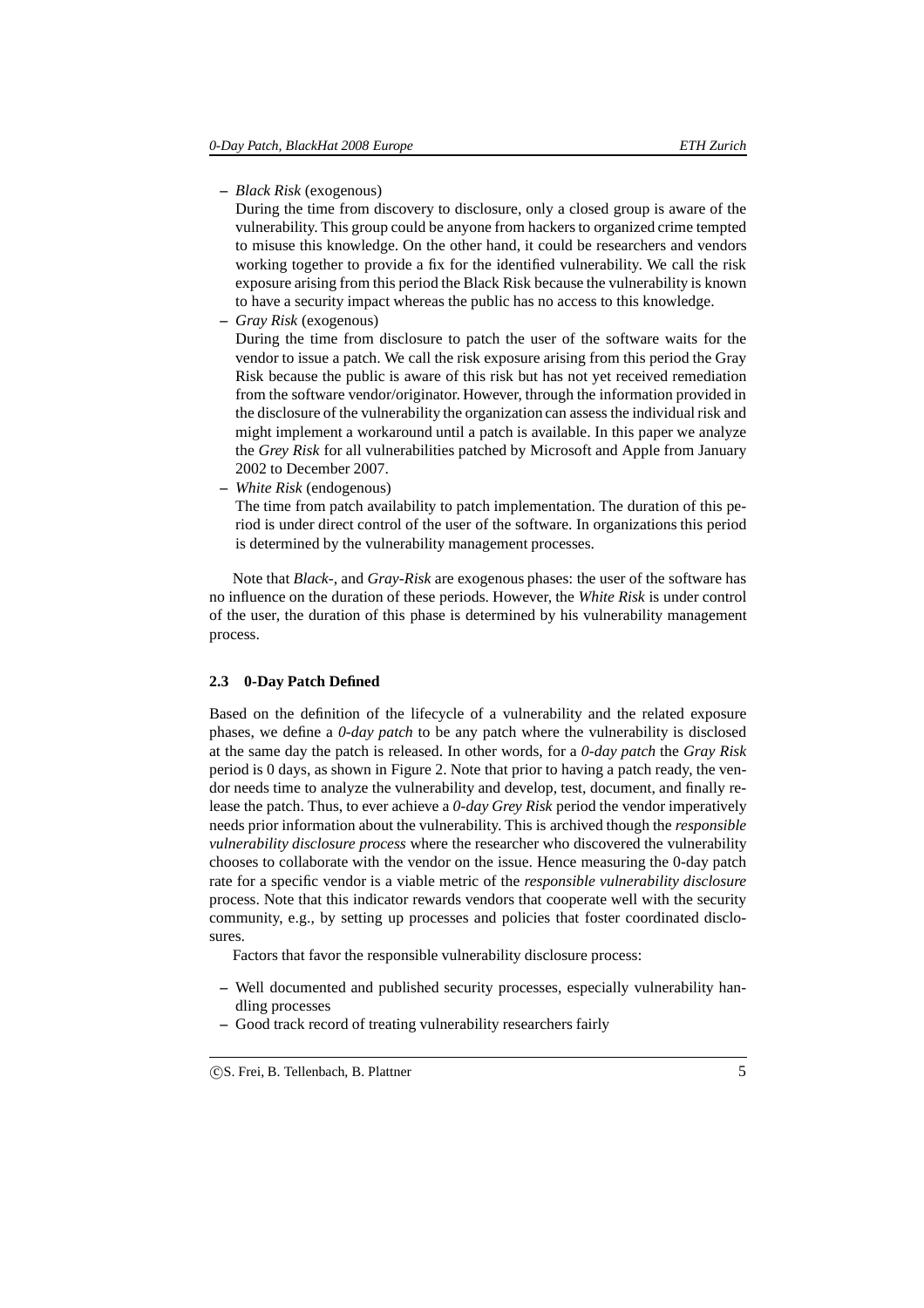- *Black Risk* (exogenous)

  During the time from discovery to disclosure, only a closed group is aware of the vulnerability. This group could be anyone from hackers to organized crime tempted to misuse this knowledge. On the other hand, it could be researchers and vendors working together to provide a fix for the identified vulnerability. We call the risk exposure arising from this period the Black Risk because the vulnerability is known to have a security impact whereas the public has no access to this knowledge.
- *Gray Risk* (exogenous)

  During the time from disclosure to patch the user of the software waits for the vendor to issue a patch. We call the risk exposure arising from this period the Gray Risk because the public is aware of this risk but has not yet received remediation from the software vendor/originator. However, through the information provided in the disclosure of the vulnerability the organization can assess the individual risk and might implement a workaround until a patch is available. In this paper we analyze the *Grey Risk* for all vulnerabilities patched by Microsoft and Apple from January 2002 to December 2007.
- *White Risk* (endogenous)

  The time from patch availability to patch implementation. The duration of this period is under direct control of the user of the software. In organizations this period is determined by the vulnerability management processes.

Note that *Black-*, and *Gray-Risk* are exogenous phases: the user of the software has no influence on the duration of these periods. However, the *White Risk* is under control of the user, the duration of this phase is determined by his vulnerability management process.

### 2.3 0-Day Patch Defined

Based on the definition of the lifecycle of a vulnerability and the related exposure phases, we define a *0-day patch* to be any patch where the vulnerability is disclosed at the same day the patch is released. In other words, for a *0-day patch* the *Gray Risk* period is 0 days, as shown in Figure 2. Note that prior to having a patch ready, the vendor needs time to analyze the vulnerability and develop, test, document, and finally release the patch. Thus, to ever achieve a *0-day Grey Risk* period the vendor imperatively needs prior information about the vulnerability. This is archived though the *responsible vulnerability disclosure process* where the researcher who discovered the vulnerability chooses to collaborate with the vendor on the issue. Hence measuring the 0-day patch rate for a specific vendor is a viable metric of the *responsible vulnerability disclosure* process. Note that this indicator rewards vendors that cooperate well with the security community, e.g., by setting up processes and policies that foster coordinated disclosures.

Factors that favor the responsible vulnerability disclosure process:

- Well documented and published security processes, especially vulnerability handling processes
- Good track record of treating vulnerability researchers fairly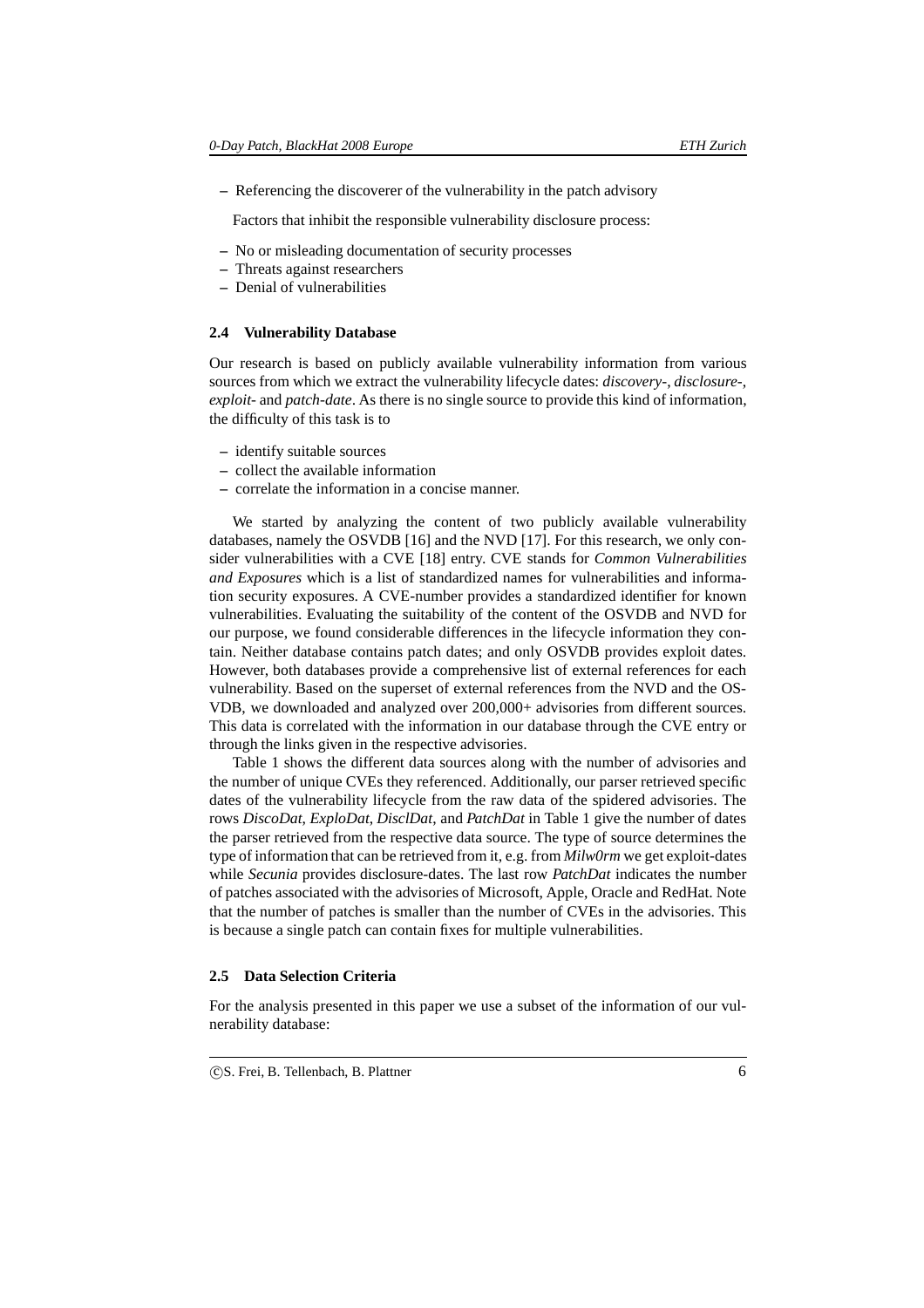– Referencing the discoverer of the vulnerability in the patch advisory

Factors that inhibit the responsible vulnerability disclosure process:

– No or misleading documentation of security processes
– Threats against researchers
– Denial of vulnerabilities

### 2.4 Vulnerability Database

Our research is based on publicly available vulnerability information from various sources from which we extract the vulnerability lifecycle dates: *discovery-*, *disclosure-*, *exploit-* and *patch-date*. As there is no single source to provide this kind of information, the difficulty of this task is to

– identify suitable sources
– collect the available information
– correlate the information in a concise manner.

We started by analyzing the content of two publicly available vulnerability databases, namely the OSVDB [16] and the NVD [17]. For this research, we only consider vulnerabilities with a CVE [18] entry. CVE stands for *Common Vulnerabilities and Exposures* which is a list of standardized names for vulnerabilities and information security exposures. A CVE-number provides a standardized identifier for known vulnerabilities. Evaluating the suitability of the content of the OSVDB and NVD for our purpose, we found considerable differences in the lifecycle information they contain. Neither database contains patch dates; and only OSVDB provides exploit dates. However, both databases provide a comprehensive list of external references for each vulnerability. Based on the superset of external references from the NVD and the OSVDB, we downloaded and analyzed over 200,000+ advisories from different sources. This data is correlated with the information in our database through the CVE entry or through the links given in the respective advisories.

Table 1 shows the different data sources along with the number of advisories and the number of unique CVEs they referenced. Additionally, our parser retrieved specific dates of the vulnerability lifecycle from the raw data of the spidered advisories. The rows *DiscoDat*, *ExploDat*, *DisclDat*, and *PatchDat* in Table 1 give the number of dates the parser retrieved from the respective data source. The type of source determines the type of information that can be retrieved from it, e.g. from *Milw0rm* we get exploit-dates while *Secunia* provides disclosure-dates. The last row *PatchDat* indicates the number of patches associated with the advisories of Microsoft, Apple, Oracle and RedHat. Note that the number of patches is smaller than the number of CVEs in the advisories. This is because a single patch can contain fixes for multiple vulnerabilities.

### 2.5 Data Selection Criteria

For the analysis presented in this paper we use a subset of the information of our vulnerability database: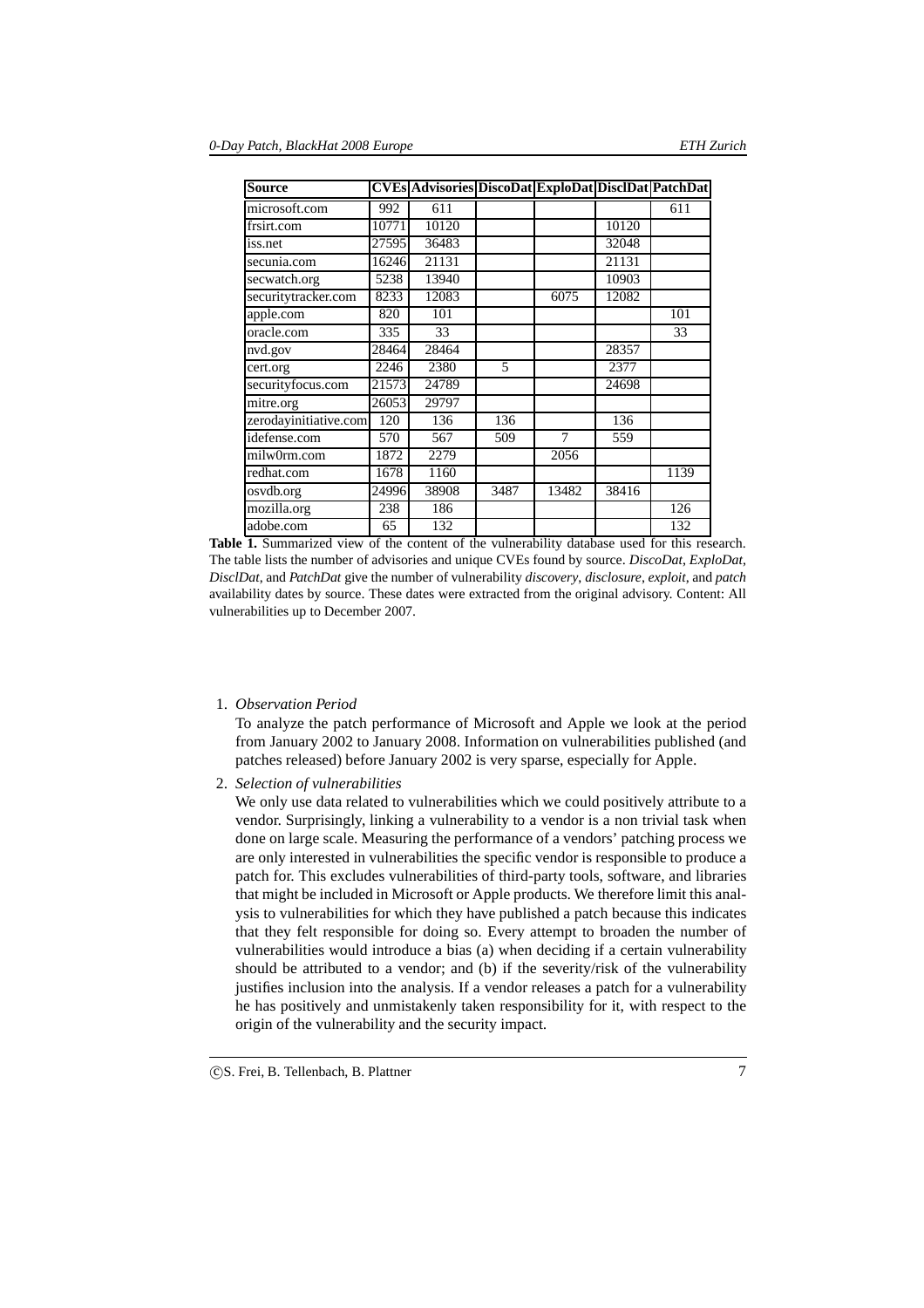| Source | CVEs | Advisories | DiscoDat | ExploDat | DisclDat | PatchDat |
|---|---|---|---|---|---|---|
| microsoft.com | 992 | 611 | | | | 611 |
| frsirt.com | 10771 | 10120 | | | 10120 | |
| iss.net | 27595 | 36483 | | | 32048 | |
| secunia.com | 16246 | 21131 | | | 21131 | |
| secwatch.org | 5238 | 13940 | | | 10903 | |
| securitytracker.com | 8233 | 12083 | | 6075 | 12082 | |
| apple.com | 820 | 101 | | | | 101 |
| oracle.com | 335 | 33 | | | | 33 |
| nvd.gov | 28464 | 28464 | | | 28357 | |
| cert.org | 2246 | 2380 | 5 | | 2377 | |
| securityfocus.com | 21573 | 24789 | | | 24698 | |
| mitre.org | 26053 | 29797 | | | | |
| zerodayinitiative.com | 120 | 136 | 136 | | 136 | |
| idefense.com | 570 | 567 | 509 | 7 | 559 | |
| milw0rm.com | 1872 | 2279 | | 2056 | | |
| redhat.com | 1678 | 1160 | | | | 1139 |
| osvdb.org | 24996 | 38908 | 3487 | 13482 | 38416 | |
| mozilla.org | 238 | 186 | | | | 126 |
| adobe.com | 65 | 132 | | | | 132 |

**Table 1.** Summarized view of the content of the vulnerability database used for this research. The table lists the number of advisories and unique CVEs found by source. *DiscoDat*, *ExploDat*, *DisclDat*, and *PatchDat* give the number of vulnerability *discovery*, *disclosure*, *exploit*, and *patch* availability dates by source. These dates were extracted from the original advisory. Content: All vulnerabilities up to December 2007.

1. *Observation Period*

   To analyze the patch performance of Microsoft and Apple we look at the period from January 2002 to January 2008. Information on vulnerabilities published (and patches released) before January 2002 is very sparse, especially for Apple.

2. *Selection of vulnerabilities*

   We only use data related to vulnerabilities which we could positively attribute to a vendor. Surprisingly, linking a vulnerability to a vendor is a non trivial task when done on large scale. Measuring the performance of a vendors' patching process we are only interested in vulnerabilities the specific vendor is responsible to produce a patch for. This excludes vulnerabilities of third-party tools, software, and libraries that might be included in Microsoft or Apple products. We therefore limit this analysis to vulnerabilities for which they have published a patch because this indicates that they felt responsible for doing so. Every attempt to broaden the number of vulnerabilities would introduce a bias (a) when deciding if a certain vulnerability should be attributed to a vendor; and (b) if the severity/risk of the vulnerability justifies inclusion into the analysis. If a vendor releases a patch for a vulnerability he has positively and unmistakenly taken responsibility for it, with respect to the origin of the vulnerability and the security impact.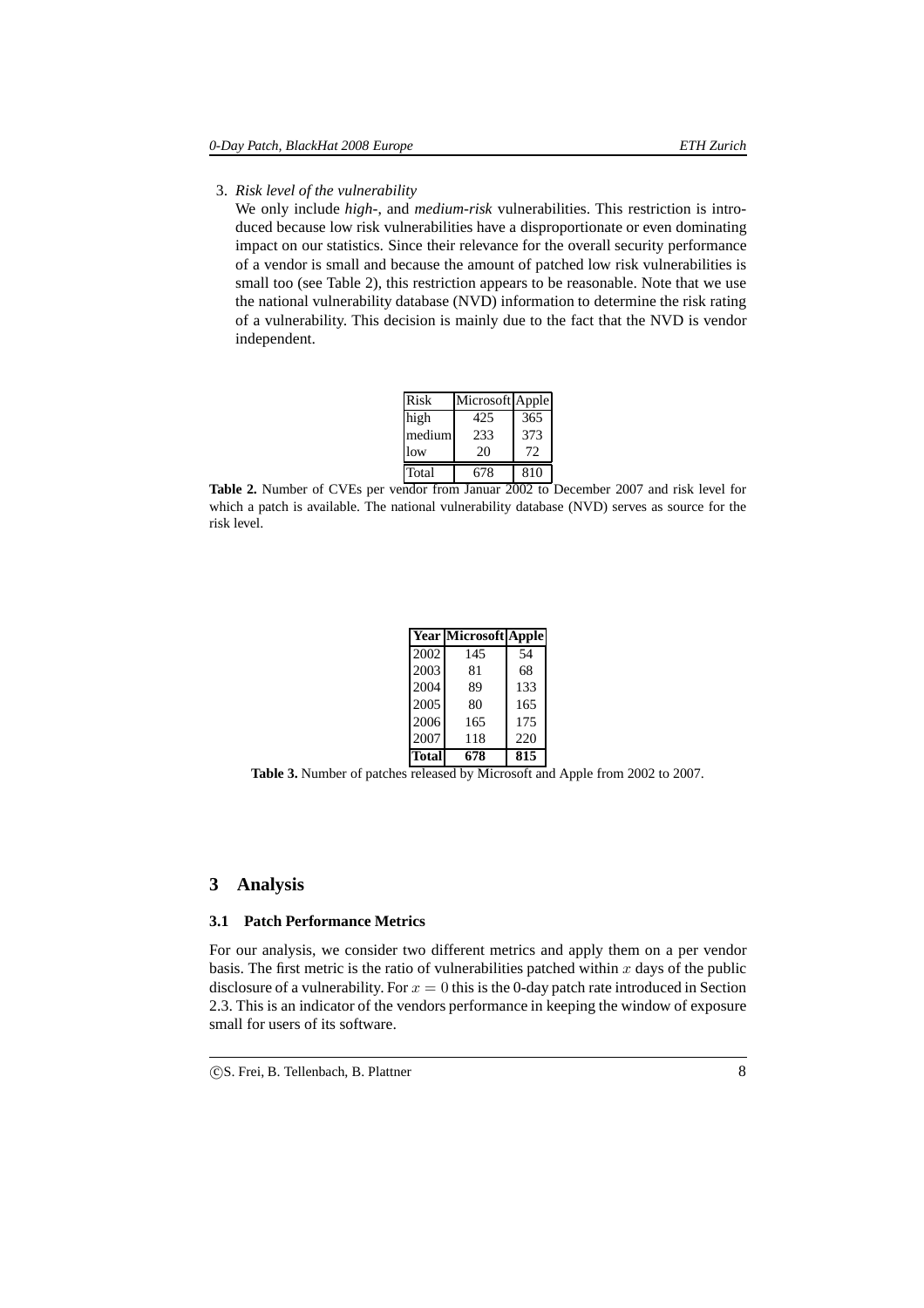3. *Risk level of the vulnerability*

   We only include *high-*, and *medium-risk* vulnerabilities. This restriction is introduced because low risk vulnerabilities have a disproportionate or even dominating impact on our statistics. Since their relevance for the overall security performance of a vendor is small and because the amount of patched low risk vulnerabilities is small too (see Table 2), this restriction appears to be reasonable. Note that we use the national vulnerability database (NVD) information to determine the risk rating of a vulnerability. This decision is mainly due to the fact that the NVD is vendor independent.

| Risk | Microsoft | Apple |
|---|---|---|
| high | 425 | 365 |
| medium | 233 | 373 |
| low | 20 | 72 |
| Total | 678 | 810 |

**Table 2.** Number of CVEs per vendor from Januar 2002 to December 2007 and risk level for which a patch is available. The national vulnerability database (NVD) serves as source for the risk level.

| **Year** | **Microsoft** | **Apple** |
|---|---|---|
| 2002 | 145 | 54 |
| 2003 | 81 | 68 |
| 2004 | 89 | 133 |
| 2005 | 80 | 165 |
| 2006 | 165 | 175 |
| 2007 | 118 | 220 |
| **Total** | **678** | **815** |

**Table 3.** Number of patches released by Microsoft and Apple from 2002 to 2007.

## 3 Analysis

### 3.1 Patch Performance Metrics

For our analysis, we consider two different metrics and apply them on a per vendor basis. The first metric is the ratio of vulnerabilities patched within $x$ days of the public disclosure of a vulnerability. For $x = 0$ this is the 0-day patch rate introduced in Section 2.3. This is an indicator of the vendors performance in keeping the window of exposure small for users of its software.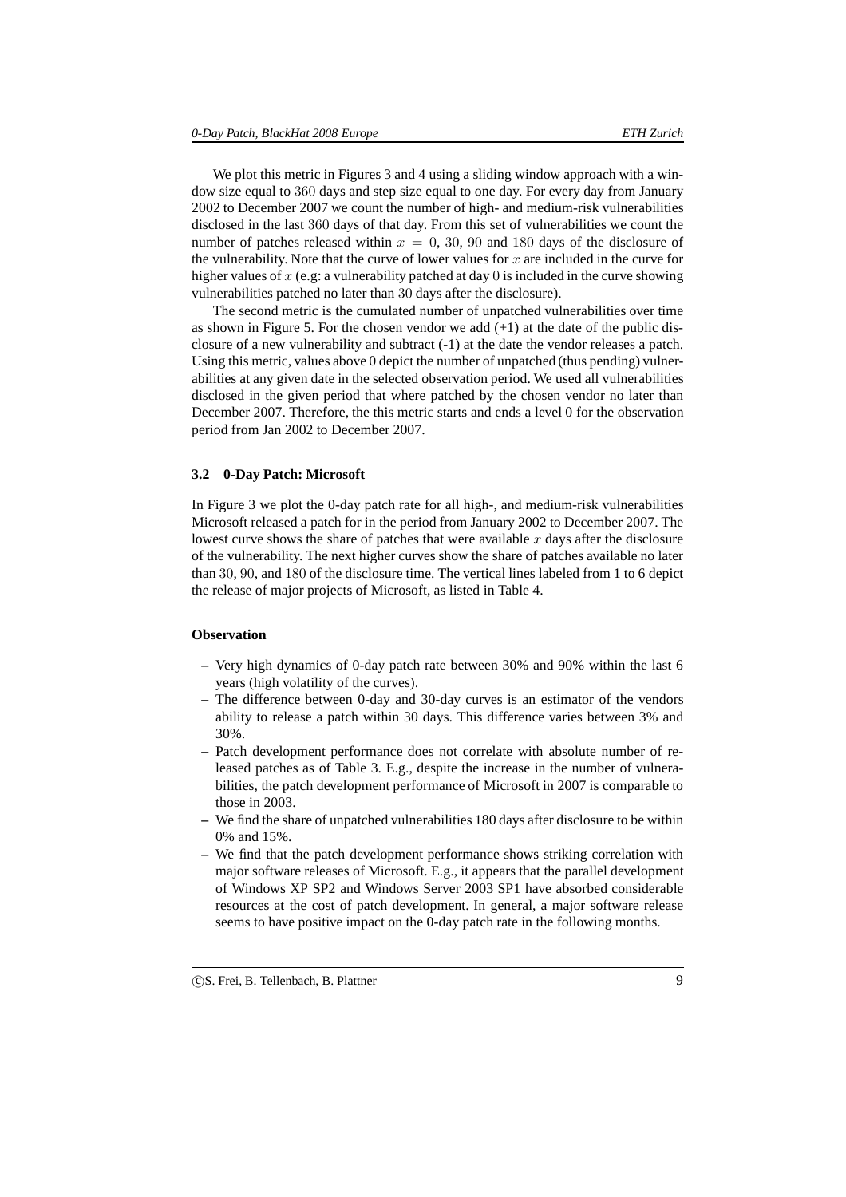We plot this metric in Figures 3 and 4 using a sliding window approach with a window size equal to $360$ days and step size equal to one day. For every day from January 2002 to December 2007 we count the number of high- and medium-risk vulnerabilities disclosed in the last $360$ days of that day. From this set of vulnerabilities we count the number of patches released within $x = 0$, $30$, $90$ and $180$ days of the disclosure of the vulnerability. Note that the curve of lower values for $x$ are included in the curve for higher values of $x$ (e.g: a vulnerability patched at day $0$ is included in the curve showing vulnerabilities patched no later than $30$ days after the disclosure).

The second metric is the cumulated number of unpatched vulnerabilities over time as shown in Figure 5. For the chosen vendor we add (+1) at the date of the public disclosure of a new vulnerability and subtract (-1) at the date the vendor releases a patch. Using this metric, values above 0 depict the number of unpatched (thus pending) vulnerabilities at any given date in the selected observation period. We used all vulnerabilities disclosed in the given period that where patched by the chosen vendor no later than December 2007. Therefore, the this metric starts and ends a level 0 for the observation period from Jan 2002 to December 2007.

### 3.2 0-Day Patch: Microsoft

In Figure 3 we plot the 0-day patch rate for all high-, and medium-risk vulnerabilities Microsoft released a patch for in the period from January 2002 to December 2007. The lowest curve shows the share of patches that were available $x$ days after the disclosure of the vulnerability. The next higher curves show the share of patches available no later than $30$, $90$, and $180$ of the disclosure time. The vertical lines labeled from 1 to 6 depict the release of major projects of Microsoft, as listed in Table 4.

**Observation**

- Very high dynamics of 0-day patch rate between 30% and 90% within the last 6 years (high volatility of the curves).
- The difference between 0-day and 30-day curves is an estimator of the vendors ability to release a patch within 30 days. This difference varies between 3% and 30%.
- Patch development performance does not correlate with absolute number of released patches as of Table 3. E.g., despite the increase in the number of vulnerabilities, the patch development performance of Microsoft in 2007 is comparable to those in 2003.
- We find the share of unpatched vulnerabilities 180 days after disclosure to be within 0% and 15%.
- We find that the patch development performance shows striking correlation with major software releases of Microsoft. E.g., it appears that the parallel development of Windows XP SP2 and Windows Server 2003 SP1 have absorbed considerable resources at the cost of patch development. In general, a major software release seems to have positive impact on the 0-day patch rate in the following months.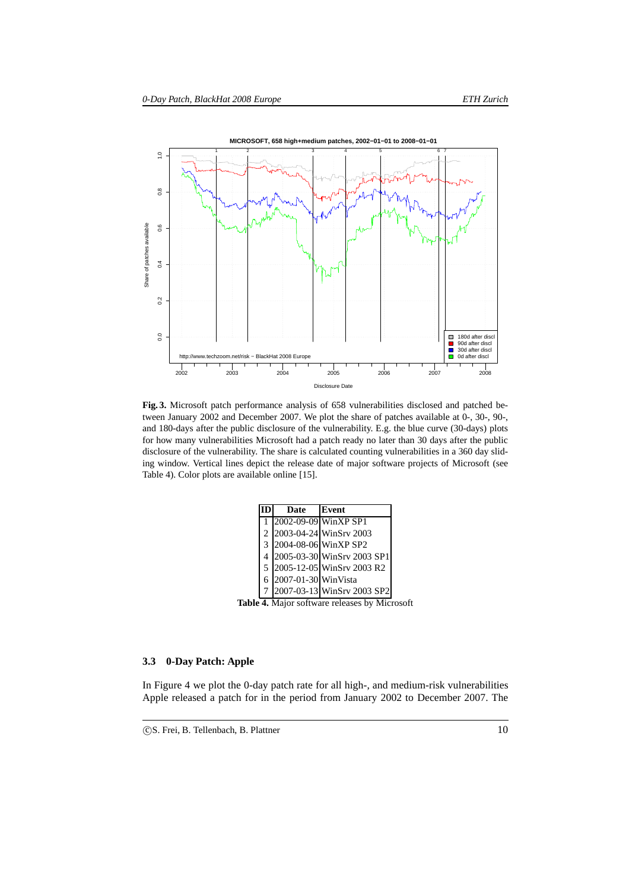**Fig. 3.** Microsoft patch performance analysis of 658 vulnerabilities disclosed and patched between January 2002 and December 2007. We plot the share of patches available at 0-, 30-, 90-, and 180-days after the public disclosure of the vulnerability. E.g. the blue curve (30-days) plots for how many vulnerabilities Microsoft had a patch ready no later than 30 days after the public disclosure of the vulnerability. The share is calculated counting vulnerabilities in a 360 day sliding window. Vertical lines depict the release date of major software projects of Microsoft (see Table 4). Color plots are available online [15].

| ID | Date | Event |
|---|---|---|
| 1 | 2002-09-09 | WinXP SP1 |
| 2 | 2003-04-24 | WinSrv 2003 |
| 3 | 2004-08-06 | WinXP SP2 |
| 4 | 2005-03-30 | WinSrv 2003 SP1 |
| 5 | 2005-12-05 | WinSrv 2003 R2 |
| 6 | 2007-01-30 | WinVista |
| 7 | 2007-03-13 | WinSrv 2003 SP2 |

**Table 4.** Major software releases by Microsoft

### 3.3 0-Day Patch: Apple

In Figure 4 we plot the 0-day patch rate for all high-, and medium-risk vulnerabilities Apple released a patch for in the period from January 2002 to December 2007. The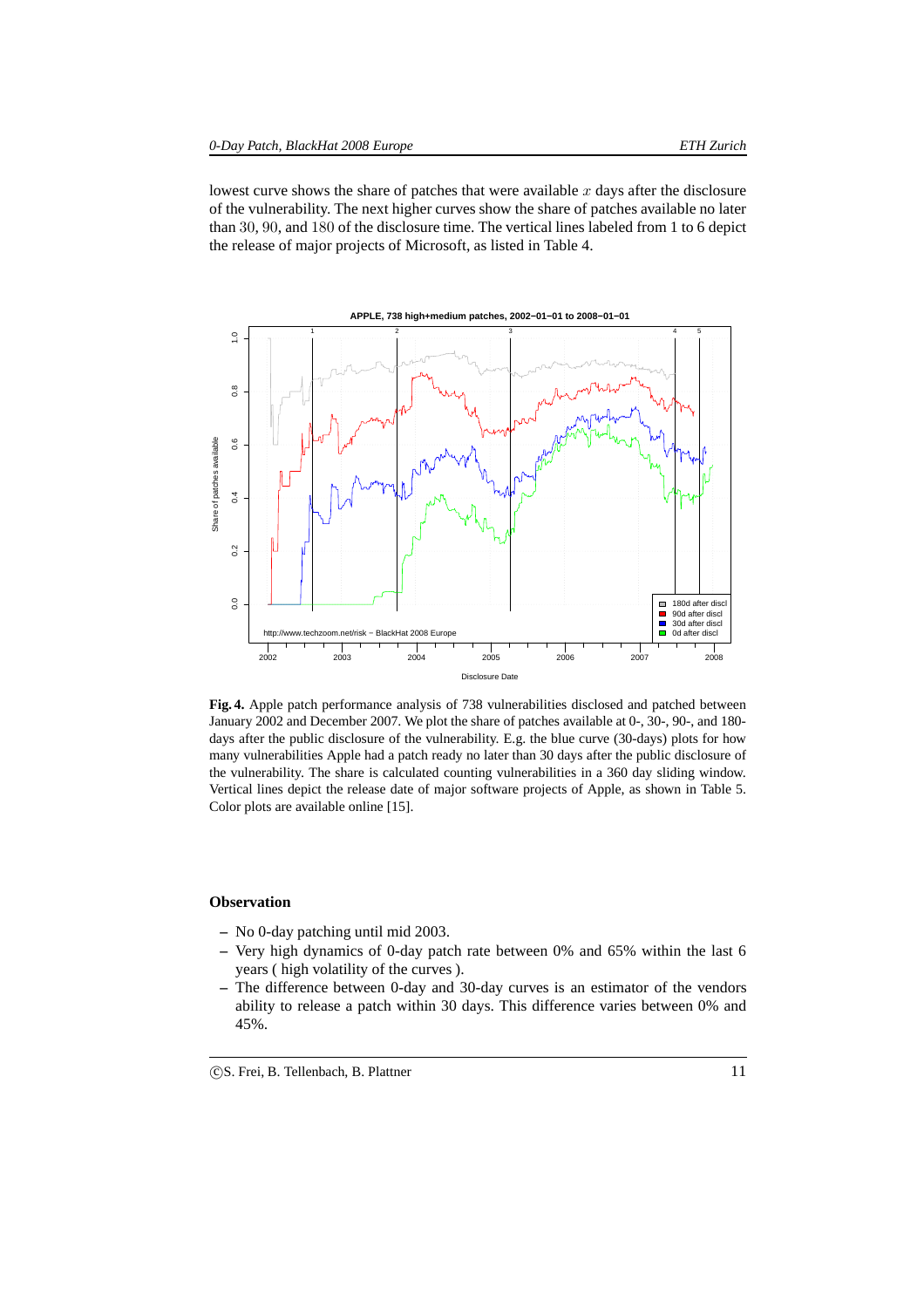lowest curve shows the share of patches that were available $x$ days after the disclosure of the vulnerability. The next higher curves show the share of patches available no later than 30, 90, and 180 of the disclosure time. The vertical lines labeled from 1 to 6 depict the release of major projects of Microsoft, as listed in Table 4.

**Fig. 4.** Apple patch performance analysis of 738 vulnerabilities disclosed and patched between January 2002 and December 2007. We plot the share of patches available at 0-, 30-, 90-, and 180-days after the public disclosure of the vulnerability. E.g. the blue curve (30-days) plots for how many vulnerabilities Apple had a patch ready no later than 30 days after the public disclosure of the vulnerability. The share is calculated counting vulnerabilities in a 360 day sliding window. Vertical lines depict the release date of major software projects of Apple, as shown in Table 5. Color plots are available online [15].

### Observation

- No 0-day patching until mid 2003.
- Very high dynamics of 0-day patch rate between 0% and 65% within the last 6 years ( high volatility of the curves ).
- The difference between 0-day and 30-day curves is an estimator of the vendors ability to release a patch within 30 days. This difference varies between 0% and 45%.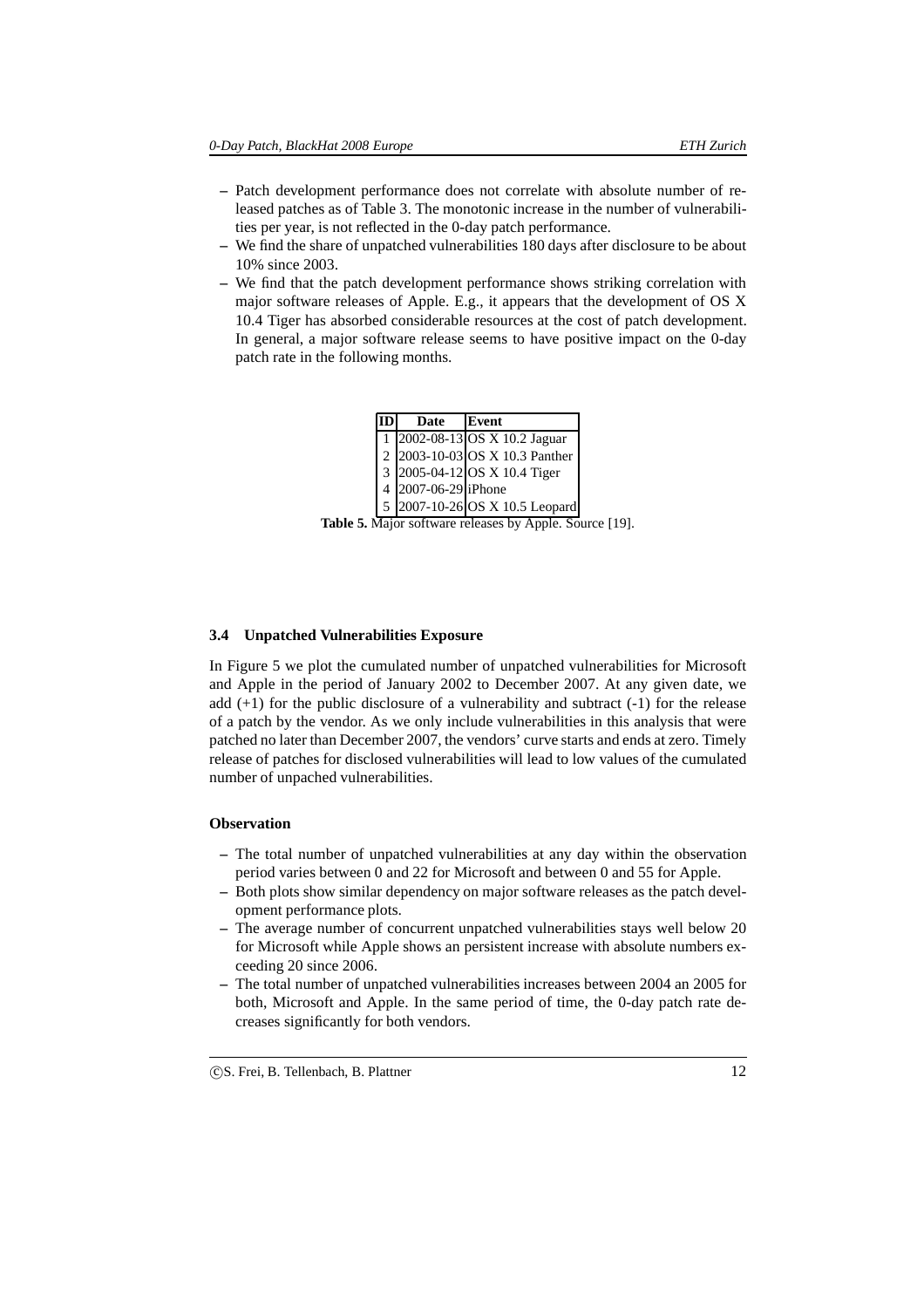- Patch development performance does not correlate with absolute number of released patches as of Table 3. The monotonic increase in the number of vulnerabilities per year, is not reflected in the 0-day patch performance.
- We find the share of unpatched vulnerabilities 180 days after disclosure to be about 10% since 2003.
- We find that the patch development performance shows striking correlation with major software releases of Apple. E.g., it appears that the development of OS X 10.4 Tiger has absorbed considerable resources at the cost of patch development. In general, a major software release seems to have positive impact on the 0-day patch rate in the following months.

| ID | Date | Event |
|---|---|---|
| 1 | 2002-08-13 | OS X 10.2 Jaguar |
| 2 | 2003-10-03 | OS X 10.3 Panther |
| 3 | 2005-04-12 | OS X 10.4 Tiger |
| 4 | 2007-06-29 | iPhone |
| 5 | 2007-10-26 | OS X 10.5 Leopard |

**Table 5.** Major software releases by Apple. Source [19].

### 3.4 Unpatched Vulnerabilities Exposure

In Figure 5 we plot the cumulated number of unpatched vulnerabilities for Microsoft and Apple in the period of January 2002 to December 2007. At any given date, we add (+1) for the public disclosure of a vulnerability and subtract (-1) for the release of a patch by the vendor. As we only include vulnerabilities in this analysis that were patched no later than December 2007, the vendors' curve starts and ends at zero. Timely release of patches for disclosed vulnerabilities will lead to low values of the cumulated number of unpached vulnerabilities.

**Observation**

- The total number of unpatched vulnerabilities at any day within the observation period varies between 0 and 22 for Microsoft and between 0 and 55 for Apple.
- Both plots show similar dependency on major software releases as the patch development performance plots.
- The average number of concurrent unpatched vulnerabilities stays well below 20 for Microsoft while Apple shows an persistent increase with absolute numbers exceeding 20 since 2006.
- The total number of unpatched vulnerabilities increases between 2004 an 2005 for both, Microsoft and Apple. In the same period of time, the 0-day patch rate decreases significantly for both vendors.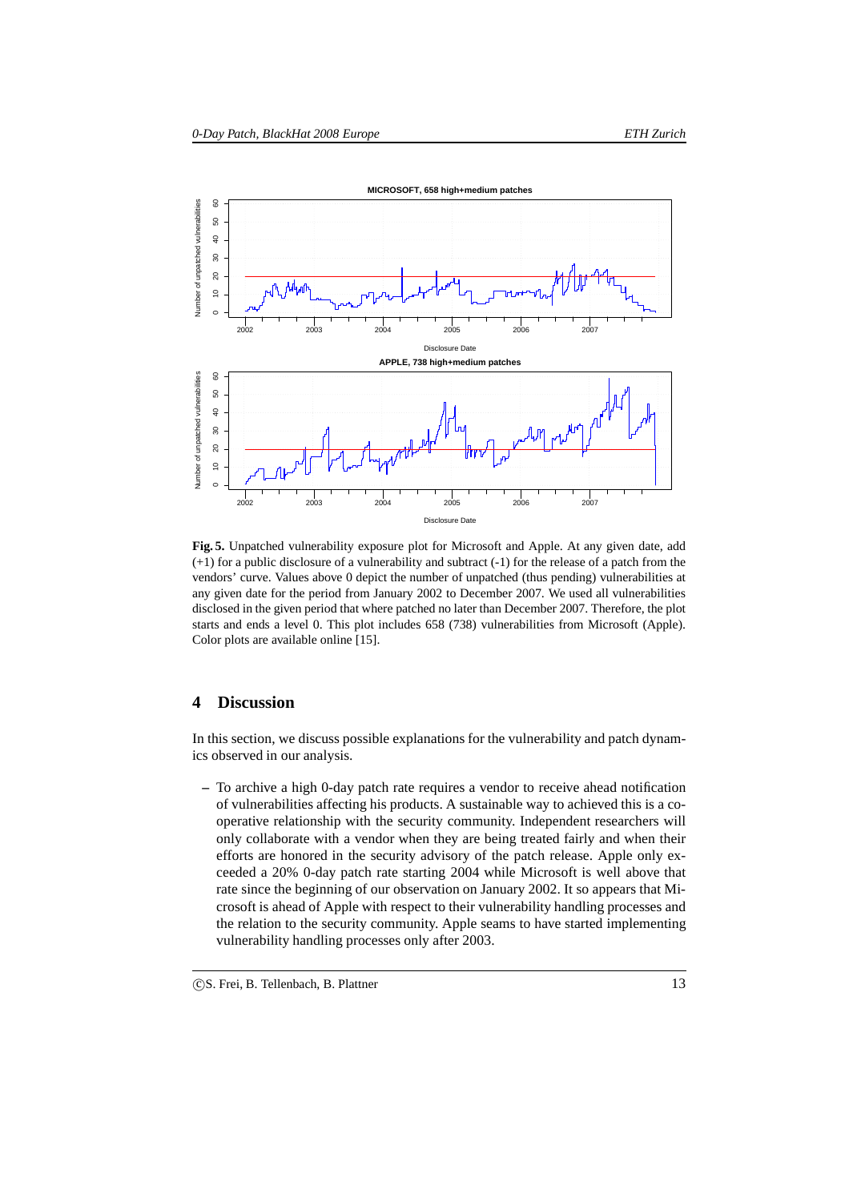**Fig. 5.** Unpatched vulnerability exposure plot for Microsoft and Apple. At any given date, add (+1) for a public disclosure of a vulnerability and subtract (-1) for the release of a patch from the vendors' curve. Values above 0 depict the number of unpatched (thus pending) vulnerabilities at any given date for the period from January 2002 to December 2007. We used all vulnerabilities disclosed in the given period that where patched no later than December 2007. Therefore, the plot starts and ends a level 0. This plot includes 658 (738) vulnerabilities from Microsoft (Apple). Color plots are available online [15].

## 4 Discussion

In this section, we discuss possible explanations for the vulnerability and patch dynamics observed in our analysis.

- To archive a high 0-day patch rate requires a vendor to receive ahead notification of vulnerabilities affecting his products. A sustainable way to achieved this is a co-operative relationship with the security community. Independent researchers will only collaborate with a vendor when they are being treated fairly and when their efforts are honored in the security advisory of the patch release. Apple only exceeded a 20% 0-day patch rate starting 2004 while Microsoft is well above that rate since the beginning of our observation on January 2002. It so appears that Microsoft is ahead of Apple with respect to their vulnerability handling processes and the relation to the security community. Apple seams to have started implementing vulnerability handling processes only after 2003.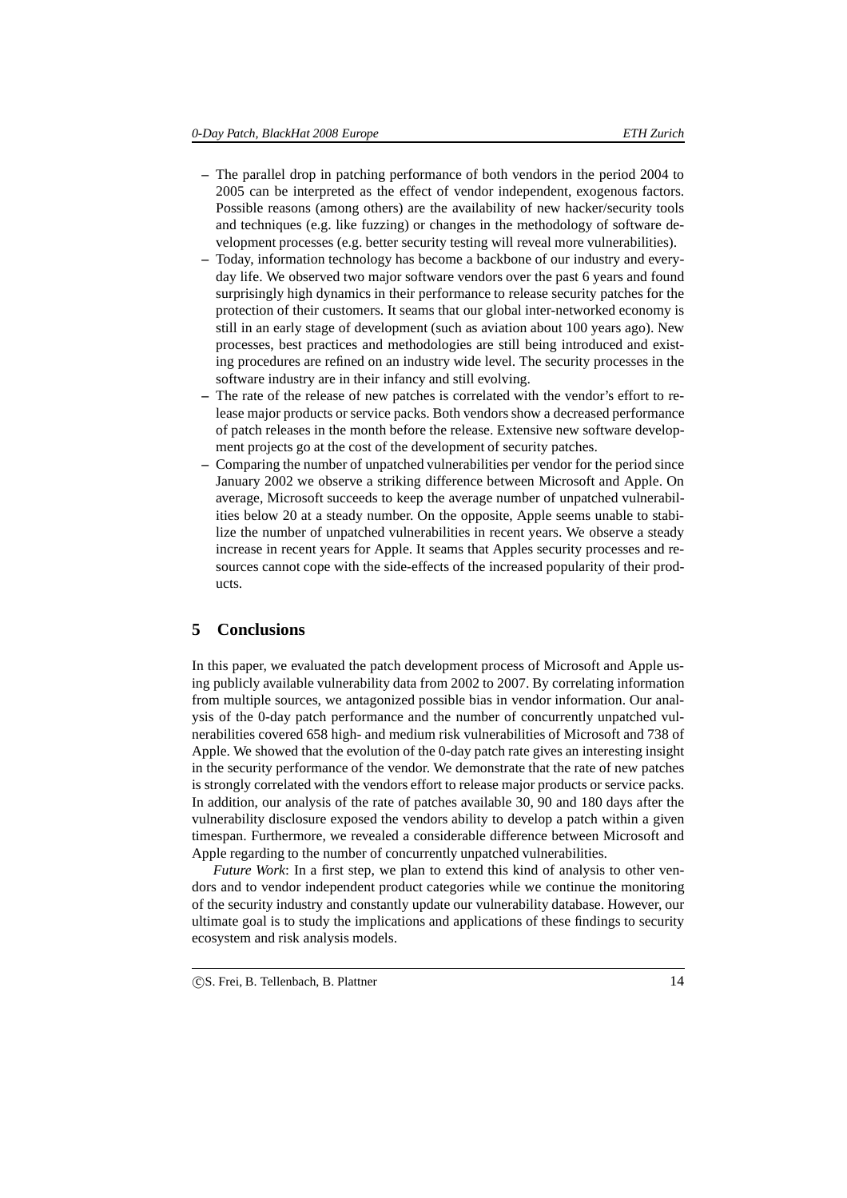- The parallel drop in patching performance of both vendors in the period 2004 to 2005 can be interpreted as the effect of vendor independent, exogenous factors. Possible reasons (among others) are the availability of new hacker/security tools and techniques (e.g. like fuzzing) or changes in the methodology of software development processes (e.g. better security testing will reveal more vulnerabilities).
- Today, information technology has become a backbone of our industry and everyday life. We observed two major software vendors over the past 6 years and found surprisingly high dynamics in their performance to release security patches for the protection of their customers. It seams that our global inter-networked economy is still in an early stage of development (such as aviation about 100 years ago). New processes, best practices and methodologies are still being introduced and existing procedures are refined on an industry wide level. The security processes in the software industry are in their infancy and still evolving.
- The rate of the release of new patches is correlated with the vendor's effort to release major products or service packs. Both vendors show a decreased performance of patch releases in the month before the release. Extensive new software development projects go at the cost of the development of security patches.
- Comparing the number of unpatched vulnerabilities per vendor for the period since January 2002 we observe a striking difference between Microsoft and Apple. On average, Microsoft succeeds to keep the average number of unpatched vulnerabilities below 20 at a steady number. On the opposite, Apple seems unable to stabilize the number of unpatched vulnerabilities in recent years. We observe a steady increase in recent years for Apple. It seams that Apples security processes and resources cannot cope with the side-effects of the increased popularity of their products.

## 5 Conclusions

In this paper, we evaluated the patch development process of Microsoft and Apple using publicly available vulnerability data from 2002 to 2007. By correlating information from multiple sources, we antagonized possible bias in vendor information. Our analysis of the 0-day patch performance and the number of concurrently unpatched vulnerabilities covered 658 high- and medium risk vulnerabilities of Microsoft and 738 of Apple. We showed that the evolution of the 0-day patch rate gives an interesting insight in the security performance of the vendor. We demonstrate that the rate of new patches is strongly correlated with the vendors effort to release major products or service packs. In addition, our analysis of the rate of patches available 30, 90 and 180 days after the vulnerability disclosure exposed the vendors ability to develop a patch within a given timespan. Furthermore, we revealed a considerable difference between Microsoft and Apple regarding to the number of concurrently unpatched vulnerabilities.

*Future Work*: In a first step, we plan to extend this kind of analysis to other vendors and to vendor independent product categories while we continue the monitoring of the security industry and constantly update our vulnerability database. However, our ultimate goal is to study the implications and applications of these findings to security ecosystem and risk analysis models.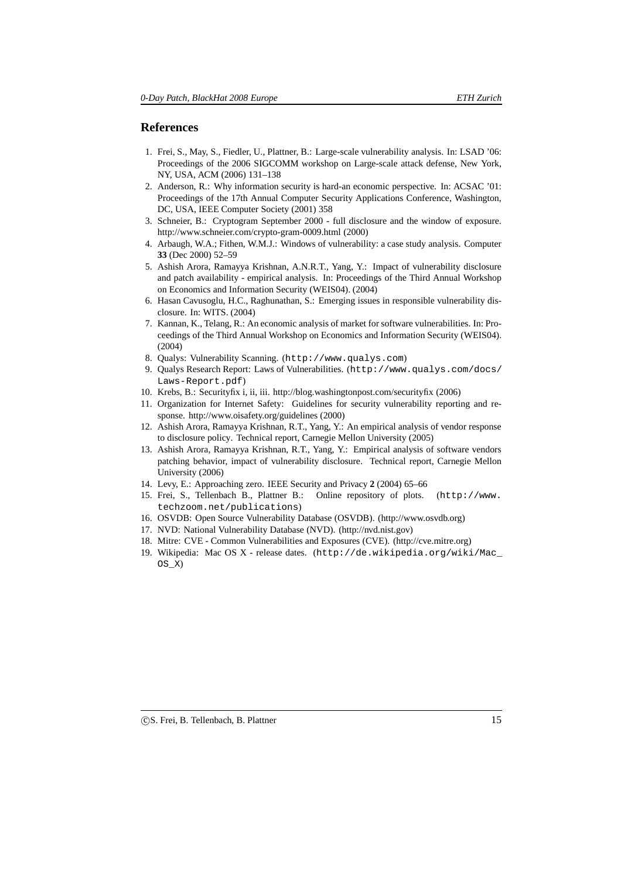## References

1. Frei, S., May, S., Fiedler, U., Plattner, B.: Large-scale vulnerability analysis. In: LSAD '06: Proceedings of the 2006 SIGCOMM workshop on Large-scale attack defense, New York, NY, USA, ACM (2006) 131–138
2. Anderson, R.: Why information security is hard-an economic perspective. In: ACSAC '01: Proceedings of the 17th Annual Computer Security Applications Conference, Washington, DC, USA, IEEE Computer Society (2001) 358
3. Schneier, B.: Cryptogram September 2000 - full disclosure and the window of exposure. http://www.schneier.com/crypto-gram-0009.html (2000)
4. Arbaugh, W.A.; Fithen, W.M.J.: Windows of vulnerability: a case study analysis. Computer **33** (Dec 2000) 52–59
5. Ashish Arora, Ramayya Krishnan, A.N.R.T., Yang, Y.: Impact of vulnerability disclosure and patch availability - empirical analysis. In: Proceedings of the Third Annual Workshop on Economics and Information Security (WEIS04). (2004)
6. Hasan Cavusoglu, H.C., Raghunathan, S.: Emerging issues in responsible vulnerability disclosure. In: WITS. (2004)
7. Kannan, K., Telang, R.: An economic analysis of market for software vulnerabilities. In: Proceedings of the Third Annual Workshop on Economics and Information Security (WEIS04). (2004)
8. Qualys: Vulnerability Scanning. (`http://www.qualys.com`)
9. Qualys Research Report: Laws of Vulnerabilities. (`http://www.qualys.com/docs/Laws-Report.pdf`)
10. Krebs, B.: Securityfix i, ii, iii. http://blog.washingtonpost.com/securityfix (2006)
11. Organization for Internet Safety: Guidelines for security vulnerability reporting and response. http://www.oisafety.org/guidelines (2000)
12. Ashish Arora, Ramayya Krishnan, R.T., Yang, Y.: An empirical analysis of vendor response to disclosure policy. Technical report, Carnegie Mellon University (2005)
13. Ashish Arora, Ramayya Krishnan, R.T., Yang, Y.: Empirical analysis of software vendors patching behavior, impact of vulnerability disclosure. Technical report, Carnegie Mellon University (2006)
14. Levy, E.: Approaching zero. IEEE Security and Privacy **2** (2004) 65–66
15. Frei, S., Tellenbach B., Plattner B.: Online repository of plots. (`http://www.techzoom.net/publications`)
16. OSVDB: Open Source Vulnerability Database (OSVDB). (http://www.osvdb.org)
17. NVD: National Vulnerability Database (NVD). (http://nvd.nist.gov)
18. Mitre: CVE - Common Vulnerabilities and Exposures (CVE). (http://cve.mitre.org)
19. Wikipedia: Mac OS X - release dates. (`http://de.wikipedia.org/wiki/Mac_OS_X`)